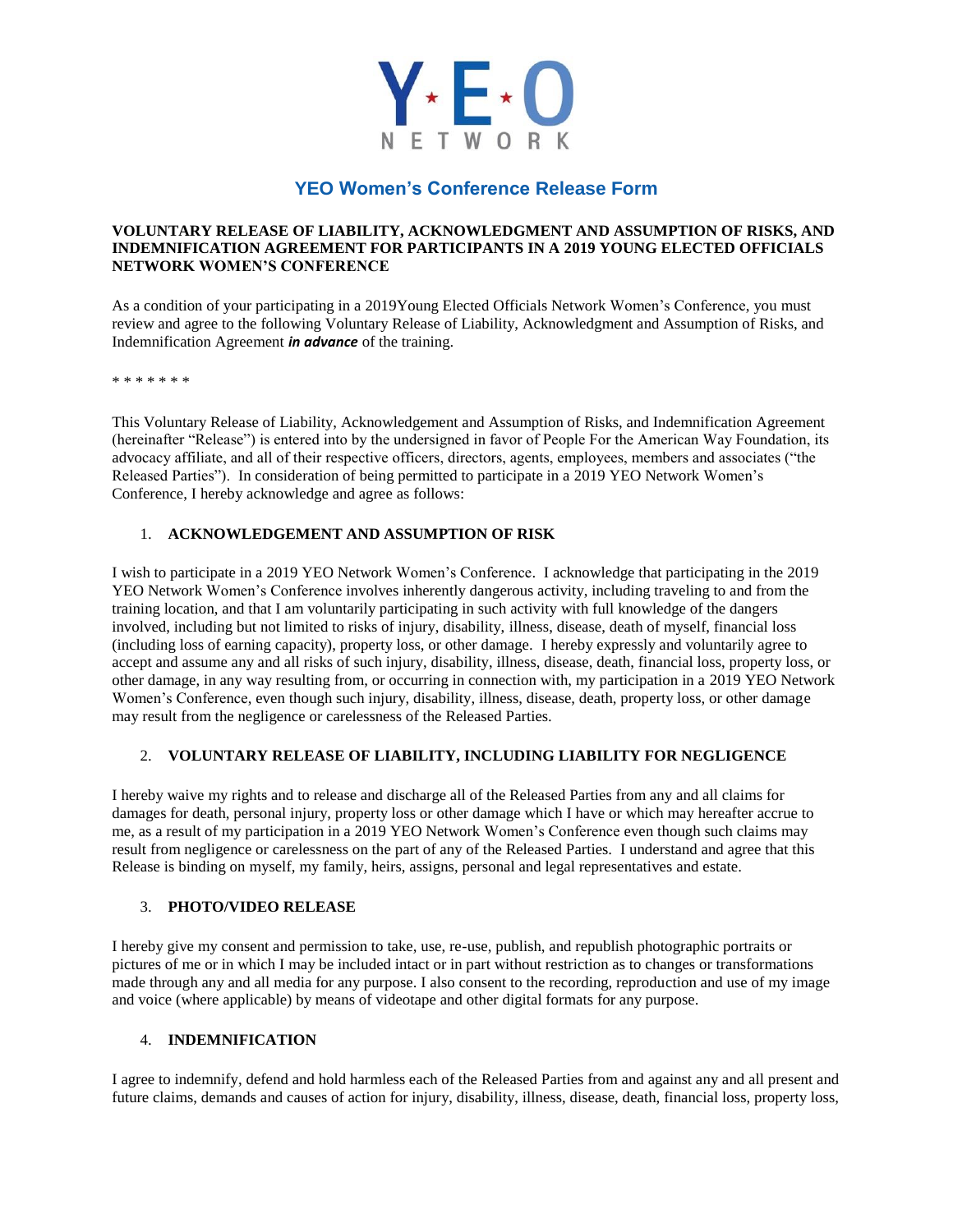# Y★E★O NETWORK

## YEO Women's Conference Release Form

**VOLUNTARY RELEASE OF LIABILITY, ACKNOWLEDGMENT AND ASSUMPTION OF RISKS, AND INDEMNIFICATION AGREEMENT FOR PARTICIPANTS IN A 2019 YOUNG ELECTED OFFICIALS NETWORK WOMEN'S CONFERENCE**

As a condition of your participating in a 2019Young Elected Officials Network Women's Conference, you must review and agree to the following Voluntary Release of Liability, Acknowledgment and Assumption of Risks, and Indemnification Agreement ***in advance*** of the training.

\* \* \* \* \* \* \*

This Voluntary Release of Liability, Acknowledgement and Assumption of Risks, and Indemnification Agreement (hereinafter "Release") is entered into by the undersigned in favor of People For the American Way Foundation, its advocacy affiliate, and all of their respective officers, directors, agents, employees, members and associates ("the Released Parties"). In consideration of being permitted to participate in a 2019 YEO Network Women's Conference, I hereby acknowledge and agree as follows:

1. **ACKNOWLEDGEMENT AND ASSUMPTION OF RISK**

I wish to participate in a 2019 YEO Network Women's Conference. I acknowledge that participating in the 2019 YEO Network Women's Conference involves inherently dangerous activity, including traveling to and from the training location, and that I am voluntarily participating in such activity with full knowledge of the dangers involved, including but not limited to risks of injury, disability, illness, disease, death of myself, financial loss (including loss of earning capacity), property loss, or other damage. I hereby expressly and voluntarily agree to accept and assume any and all risks of such injury, disability, illness, disease, death, financial loss, property loss, or other damage, in any way resulting from, or occurring in connection with, my participation in a 2019 YEO Network Women's Conference, even though such injury, disability, illness, disease, death, property loss, or other damage may result from the negligence or carelessness of the Released Parties.

2. **VOLUNTARY RELEASE OF LIABILITY, INCLUDING LIABILITY FOR NEGLIGENCE**

I hereby waive my rights and to release and discharge all of the Released Parties from any and all claims for damages for death, personal injury, property loss or other damage which I have or which may hereafter accrue to me, as a result of my participation in a 2019 YEO Network Women's Conference even though such claims may result from negligence or carelessness on the part of any of the Released Parties. I understand and agree that this Release is binding on myself, my family, heirs, assigns, personal and legal representatives and estate.

3. **PHOTO/VIDEO RELEASE**

I hereby give my consent and permission to take, use, re-use, publish, and republish photographic portraits or pictures of me or in which I may be included intact or in part without restriction as to changes or transformations made through any and all media for any purpose. I also consent to the recording, reproduction and use of my image and voice (where applicable) by means of videotape and other digital formats for any purpose.

4. **INDEMNIFICATION**

I agree to indemnify, defend and hold harmless each of the Released Parties from and against any and all present and future claims, demands and causes of action for injury, disability, illness, disease, death, financial loss, property loss,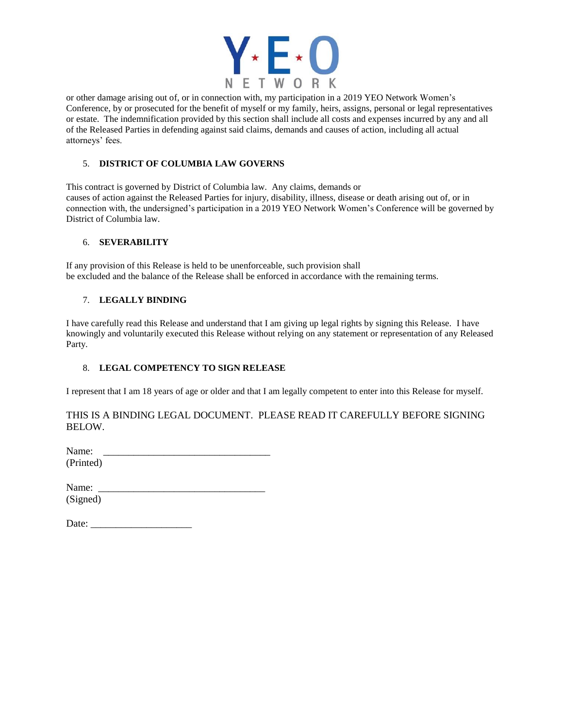or other damage arising out of, or in connection with, my participation in a 2019 YEO Network Women's Conference, by or prosecuted for the benefit of myself or my family, heirs, assigns, personal or legal representatives or estate. The indemnification provided by this section shall include all costs and expenses incurred by any and all of the Released Parties in defending against said claims, demands and causes of action, including all actual attorneys' fees.

5. **DISTRICT OF COLUMBIA LAW GOVERNS**

This contract is governed by District of Columbia law. Any claims, demands or causes of action against the Released Parties for injury, disability, illness, disease or death arising out of, or in connection with, the undersigned's participation in a 2019 YEO Network Women's Conference will be governed by District of Columbia law.

6. **SEVERABILITY**

If any provision of this Release is held to be unenforceable, such provision shall be excluded and the balance of the Release shall be enforced in accordance with the remaining terms.

7. **LEGALLY BINDING**

I have carefully read this Release and understand that I am giving up legal rights by signing this Release. I have knowingly and voluntarily executed this Release without relying on any statement or representation of any Released Party.

8. **LEGAL COMPETENCY TO SIGN RELEASE**

I represent that I am 18 years of age or older and that I am legally competent to enter into this Release for myself.

THIS IS A BINDING LEGAL DOCUMENT. PLEASE READ IT CAREFULLY BEFORE SIGNING BELOW.

Name: \_\_\_\_\_\_\_\_\_\_\_\_\_\_\_\_\_\_\_\_\_\_\_\_\_\_\_\_\_\_\_\_\_\_
(Printed)

Name: \_\_\_\_\_\_\_\_\_\_\_\_\_\_\_\_\_\_\_\_\_\_\_\_\_\_\_\_\_\_\_\_\_\_
(Signed)

Date: \_\_\_\_\_\_\_\_\_\_\_\_\_\_\_\_\_\_\_\_